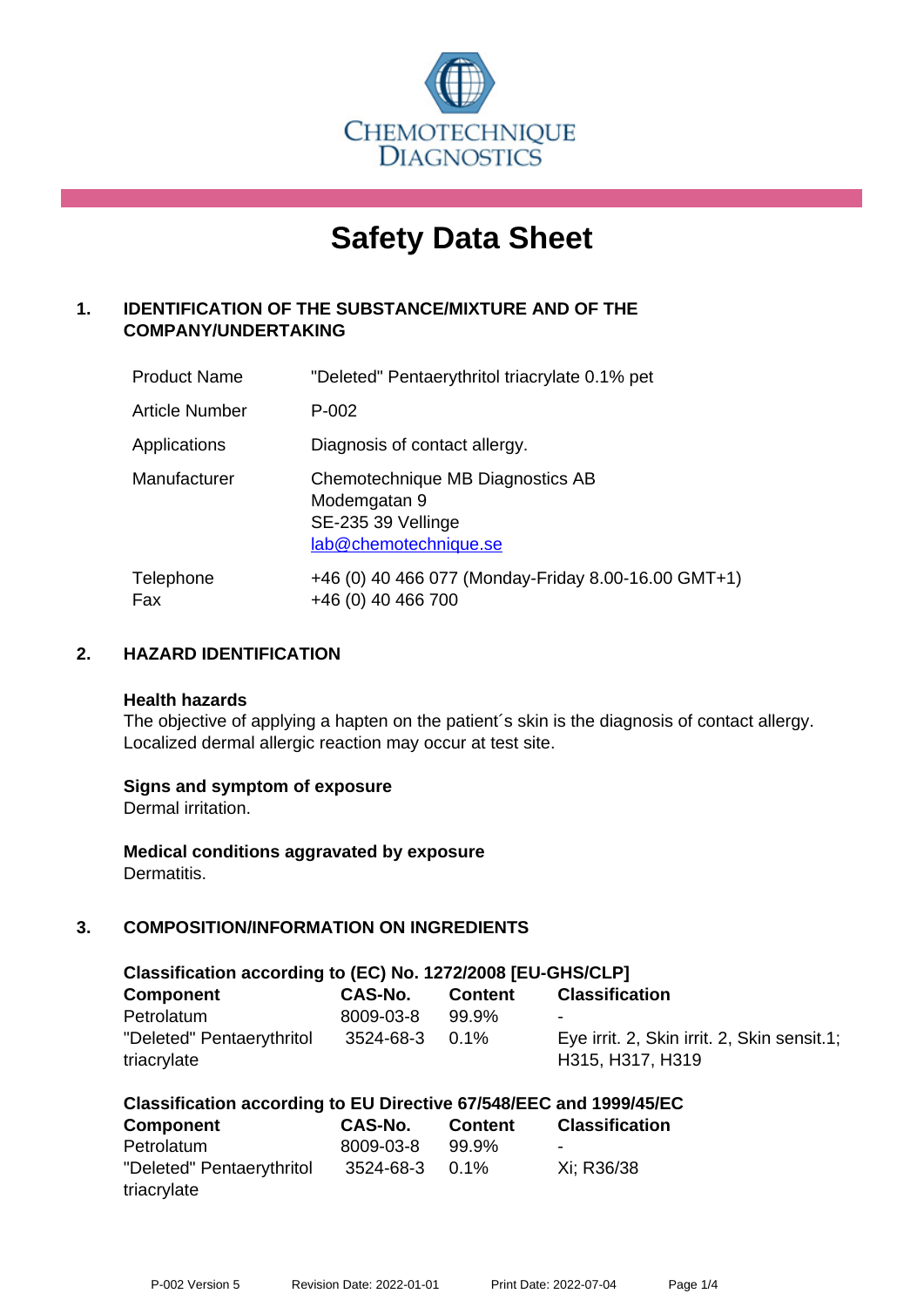CHEMOTECHNIQUE DIAGNOSTICS

# Safety Data Sheet

## 1. IDENTIFICATION OF THE SUBSTANCE/MIXTURE AND OF THE COMPANY/UNDERTAKING

| | |
|---|---|
| Product Name | "Deleted" Pentaerythritol triacrylate 0.1% pet |
| Article Number | P-002 |
| Applications | Diagnosis of contact allergy. |
| Manufacturer | Chemotechnique MB Diagnostics AB<br>Modemgatan 9<br>SE-235 39 Vellinge<br>lab@chemotechnique.se |
| Telephone<br>Fax | +46 (0) 40 466 077 (Monday-Friday 8.00-16.00 GMT+1)<br>+46 (0) 40 466 700 |

## 2. HAZARD IDENTIFICATION

**Health hazards**

The objective of applying a hapten on the patient´s skin is the diagnosis of contact allergy. Localized dermal allergic reaction may occur at test site.

**Signs and symptom of exposure**

Dermal irritation.

**Medical conditions aggravated by exposure**

Dermatitis.

## 3. COMPOSITION/INFORMATION ON INGREDIENTS

**Classification according to (EC) No. 1272/2008 [EU-GHS/CLP]**

| Component | CAS-No. | Content | Classification |
|---|---|---|---|
| Petrolatum | 8009-03-8 | 99.9% | - |
| "Deleted" Pentaerythritol triacrylate | 3524-68-3 | 0.1% | Eye irrit. 2, Skin irrit. 2, Skin sensit.1; H315, H317, H319 |

**Classification according to EU Directive 67/548/EEC and 1999/45/EC**

| Component | CAS-No. | Content | Classification |
|---|---|---|---|
| Petrolatum | 8009-03-8 | 99.9% | - |
| "Deleted" Pentaerythritol triacrylate | 3524-68-3 | 0.1% | Xi; R36/38 |

P-002 Version 5 Revision Date: 2022-01-01 Print Date: 2022-07-04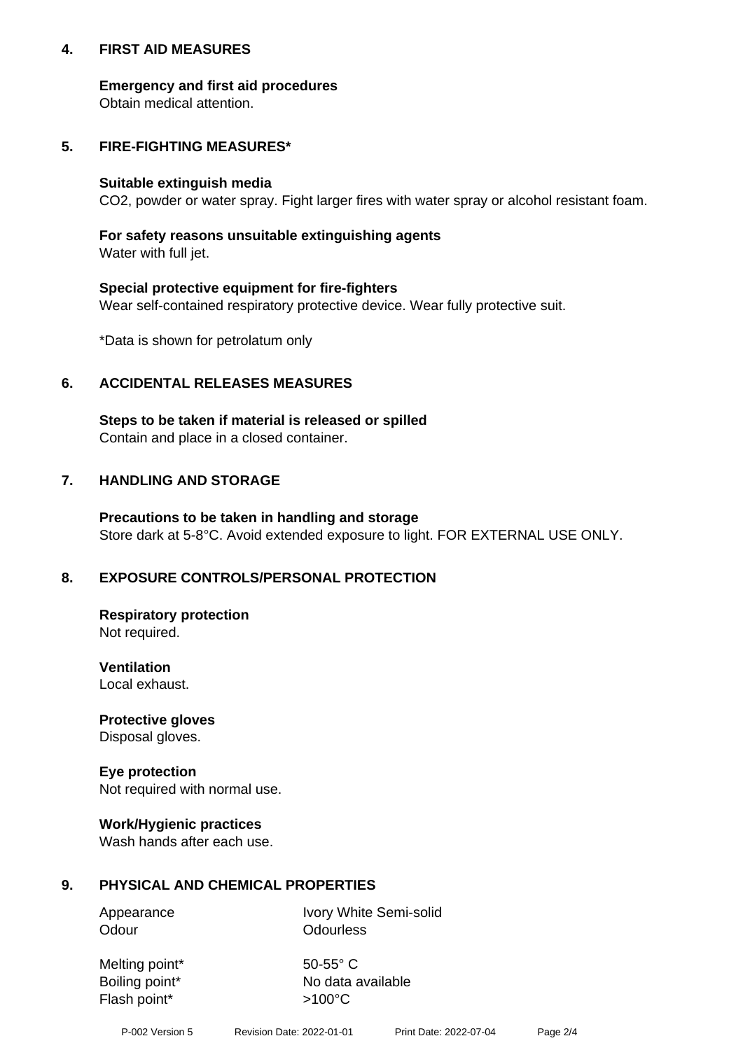## 4. FIRST AID MEASURES

**Emergency and first aid procedures**
Obtain medical attention.

## 5. FIRE-FIGHTING MEASURES*

**Suitable extinguish media**
$CO_2$, powder or water spray. Fight larger fires with water spray or alcohol resistant foam.

**For safety reasons unsuitable extinguishing agents**
Water with full jet.

**Special protective equipment for fire-fighters**
Wear self-contained respiratory protective device. Wear fully protective suit.

*Data is shown for petrolatum only

## 6. ACCIDENTAL RELEASES MEASURES

**Steps to be taken if material is released or spilled**
Contain and place in a closed container.

## 7. HANDLING AND STORAGE

**Precautions to be taken in handling and storage**
Store dark at 5-8°C. Avoid extended exposure to light. FOR EXTERNAL USE ONLY.

## 8. EXPOSURE CONTROLS/PERSONAL PROTECTION

**Respiratory protection**
Not required.

**Ventilation**
Local exhaust.

**Protective gloves**
Disposal gloves.

**Eye protection**
Not required with normal use.

**Work/Hygienic practices**
Wash hands after each use.

## 9. PHYSICAL AND CHEMICAL PROPERTIES

| Property | Value |
|---|---|
| Appearance | Ivory White Semi-solid |
| Odour | Odourless |
| Melting point* | 50-55° C |
| Boiling point* | No data available |
| Flash point* | >100°C |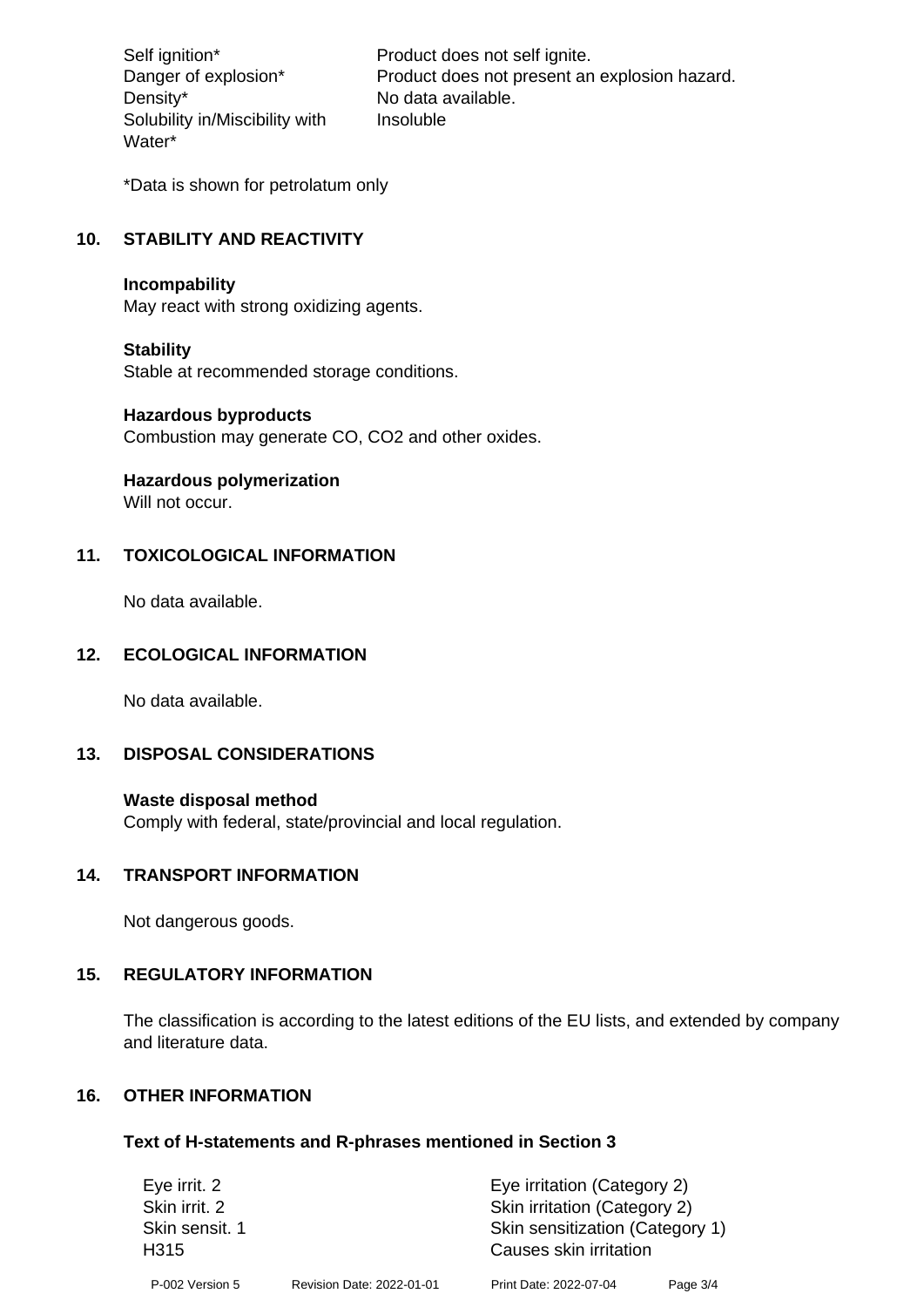| | |
|---|---|
| Self ignition* | Product does not self ignite. |
| Danger of explosion* | Product does not present an explosion hazard. |
| Density* | No data available. |
| Solubility in/Miscibility with Water* | Insoluble |

*Data is shown for petrolatum only

## 10. STABILITY AND REACTIVITY

**Incompability**
May react with strong oxidizing agents.

**Stability**
Stable at recommended storage conditions.

**Hazardous byproducts**
Combustion may generate CO, $CO_2$ and other oxides.

**Hazardous polymerization**
Will not occur.

## 11. TOXICOLOGICAL INFORMATION

No data available.

## 12. ECOLOGICAL INFORMATION

No data available.

## 13. DISPOSAL CONSIDERATIONS

**Waste disposal method**
Comply with federal, state/provincial and local regulation.

## 14. TRANSPORT INFORMATION

Not dangerous goods.

## 15. REGULATORY INFORMATION

The classification is according to the latest editions of the EU lists, and extended by company and literature data.

## 16. OTHER INFORMATION

### Text of H-statements and R-phrases mentioned in Section 3

| | |
|---|---|
| Eye irrit. 2 | Eye irritation (Category 2) |
| Skin irrit. 2 | Skin irritation (Category 2) |
| Skin sensit. 1 | Skin sensitization (Category 1) |
| H315 | Causes skin irritation |

P-002 Version 5 Revision Date: 2022-01-01 Print Date: 2022-07-04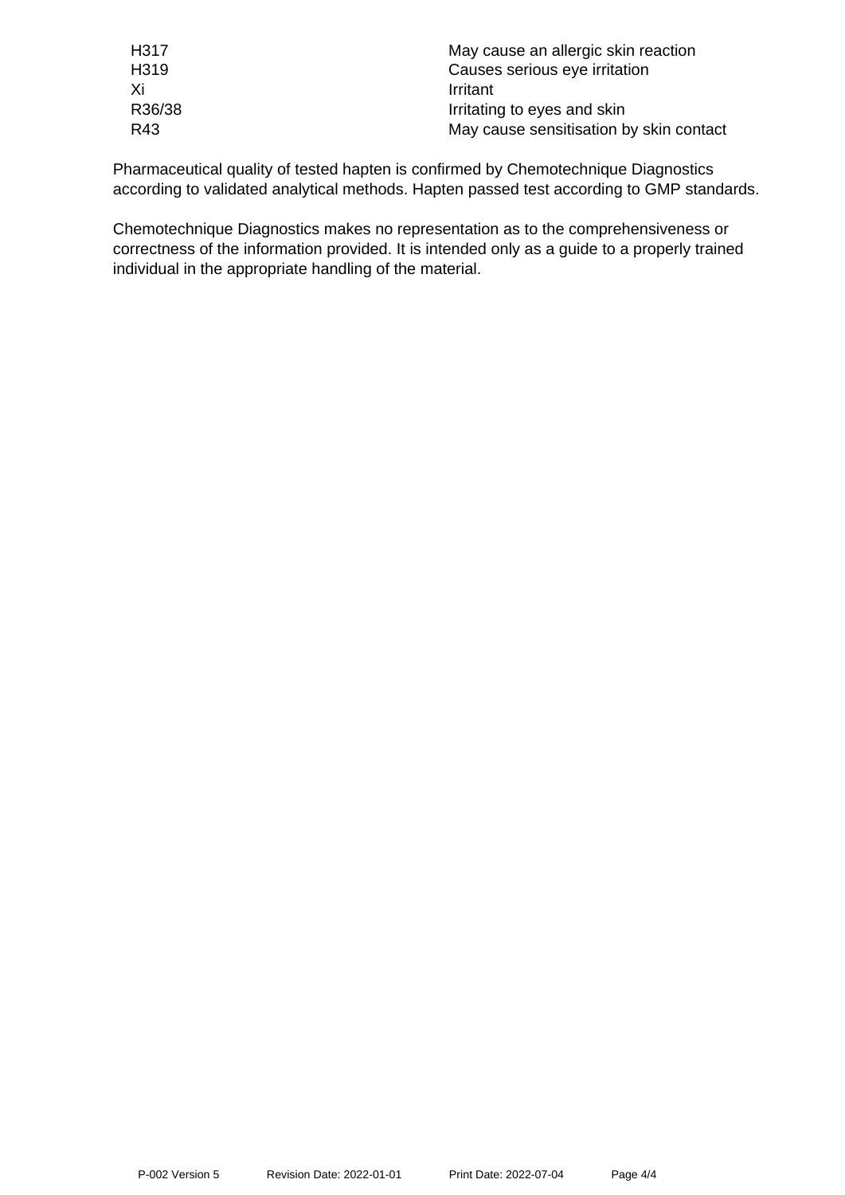| | |
|---|---|
| H317 | May cause an allergic skin reaction |
| H319 | Causes serious eye irritation |
| Xi | Irritant |
| R36/38 | Irritating to eyes and skin |
| R43 | May cause sensitisation by skin contact |

Pharmaceutical quality of tested hapten is confirmed by Chemotechnique Diagnostics according to validated analytical methods. Hapten passed test according to GMP standards.

Chemotechnique Diagnostics makes no representation as to the comprehensiveness or correctness of the information provided. It is intended only as a guide to a properly trained individual in the appropriate handling of the material.